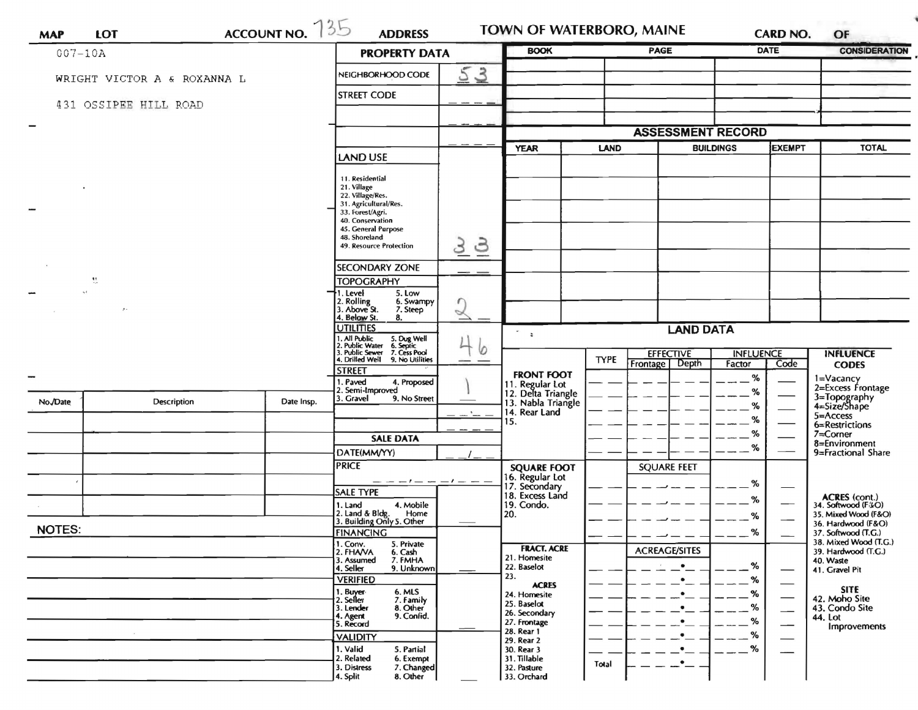**MAP** 007-10A **LOT** **ACCOUNT NO.** 735 **ADDRESS** **TOWN OF WATERBORO, MAINE** **CARD NO.** **OF**

007-10A

WRIGHT VICTOR A & ROXANNA L

431 OSSIPEE HILL ROAD

## PROPERTY DATA

| | |
|---|---|
| NEIGHBORHOOD CODE | 53 |
| STREET CODE | |
| LAND USE: 11. Residential, 21. Village, 22. Village/Res., 31. Agricultural/Res., 33. Forest/Agri., 40. Conservation, 45. General Purpose, 48. Shoreland, 49. Resource Protection | 33 |
| SECONDARY ZONE | |
| TOPOGRAPHY: 1. Level, 2. Rolling, 3. Above St., 4. Below St., 5. Low, 6. Swampy, 7. Steep, 8. | 2 |
| UTILITIES: 1. All Public, 2. Public Water, 3. Public Sewer, 4. Drilled Well, 5. Dug Well, 6. Septic, 7. Cess Pool, 9. No Utilities | 46 |
| STREET: 1. Paved, 2. Semi-Improved, 3. Gravel, 4. Proposed, 9. No Street | 1 |

### SALE DATA

| | |
|---|---|
| DATE(MM/YY) | |
| PRICE | |
| SALE TYPE: 1. Land, 2. Land & Bldg., 3. Building Only, 4. Mobile Home, 5. Other | |
| FINANCING: 1. Conv., 2. FHA/VA, 3. Assumed, 4. Seller, 5. Private, 6. Cash, 7. FMHA, 9. Unknown | |
| VERIFIED: 1. Buyer, 2. Seller, 3. Lender, 4. Agent, 5. Record, 6. MLS, 7. Family, 8. Other, 9. Confid. | |
| VALIDITY: 1. Valid, 2. Related, 3. Distress, 4. Split, 5. Partial, 6. Exempt, 7. Changed, 8. Other | |

| BOOK | PAGE | DATE | CONSIDERATION |
|---|---|---|---|
| | | | |
| | | | |
| | | | |
| | | | |

## ASSESSMENT RECORD

| YEAR | LAND | BUILDINGS | EXEMPT | TOTAL |
|---|---|---|---|---|
| | | | | |
| | | | | |
| | | | | |
| | | | | |
| | | | | |
| | | | | |

## LAND DATA

| | TYPE | EFFECTIVE Frontage | EFFECTIVE Depth | INFLUENCE Factor | INFLUENCE Code |
|---|---|---|---|---|---|
| **FRONT FOOT** 11. Regular Lot, 12. Delta Triangle, 13. Nabla Triangle, 14. Rear Land, 15. | | | | % | |
| **SQUARE FOOT** 16. Regular Lot, 17. Secondary, 18. Excess Land, 19. Condo., 20. | | SQUARE FEET | | % | |
| **FRACT. ACRE** 21. Homesite, 22. Baselot, 23. **ACRES** 24. Homesite, 25. Baselot, 26. Secondary, 27. Frontage, 28. Rear 1, 29. Rear 2, 30. Rear 3, 31. Tillable, 32. Pasture, 33. Orchard | | ACREAGE/SITES | | % | |
| | Total | | | | |

**INFLUENCE CODES**
1=Vacancy
2=Excess Frontage
3=Topography
4=Size/Shape
5=Access
6=Restrictions
7=Corner
8=Environment
9=Fractional Share

**ACRES (cont.)**
34. Softwood (F&O)
35. Mixed Wood (F&O)
36. Hardwood (F&O)
37. Softwood (T.G.)
38. Mixed Wood (T.G.)
39. Hardwood (T.G.)
40. Waste
41. Gravel Pit

**SITE**
42. Moho Site
43. Condo Site
44. Lot Improvements

| No./Date | Description | Date Insp. |
|---|---|---|
| | | |
| | | |
| | | |
| | | |
| | | |

**NOTES:**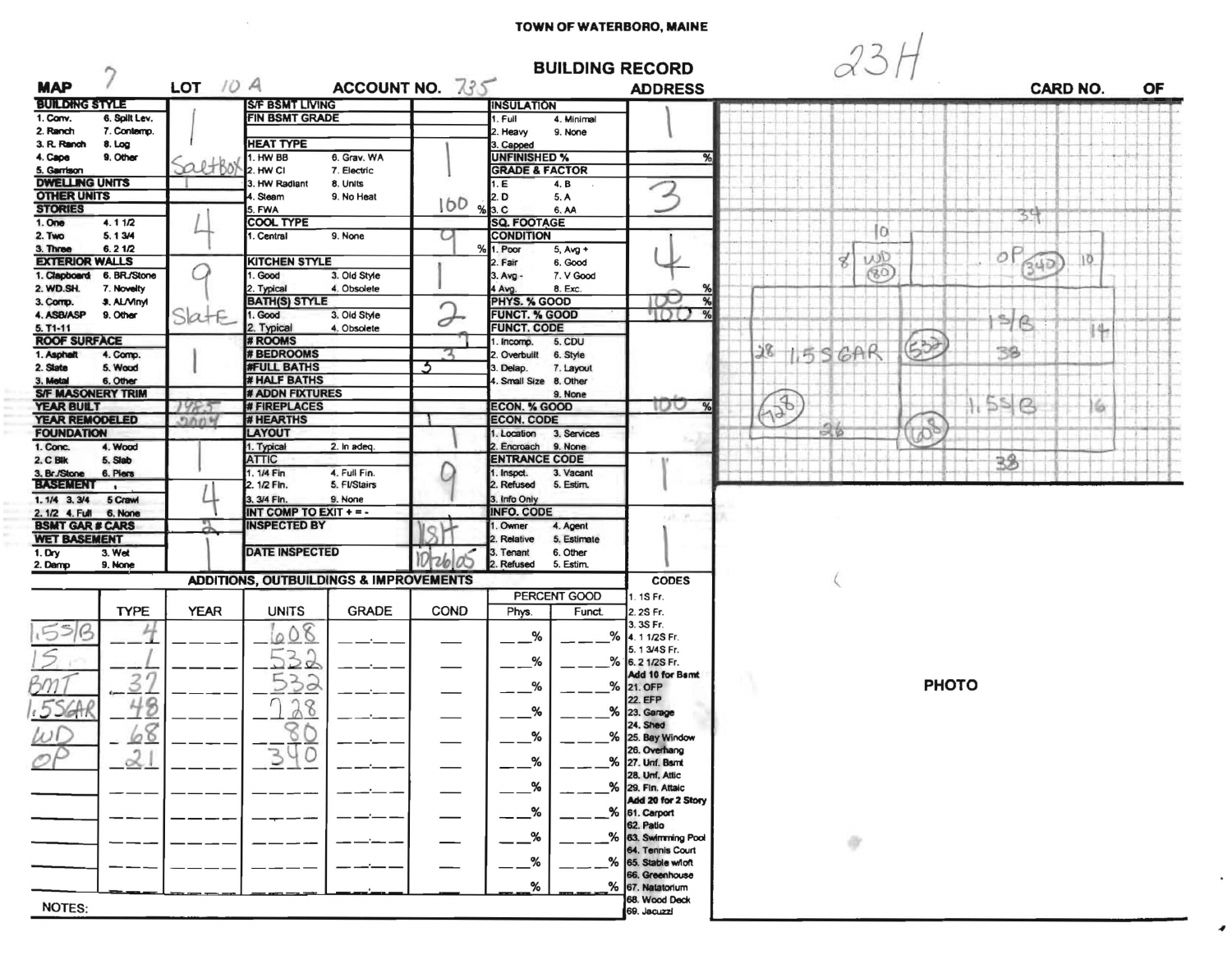**TOWN OF WATERBORO, MAINE**

23H

# BUILDING RECORD

MAP 7 LOT 10 A ACCOUNT NO. 735 ADDRESS CARD NO. OF

| | | | | | |
|---|---|---|---|---|---|
| **BUILDING STYLE** 1. Conv. 6. Split Lev. 2. Ranch 7. Contemp. 3. R. Ranch 8. Log 4. Cape 9. Other 5. Garrison | 1 SaltBox | **S/F BSMT LIVING** | | **INSULATION** 1. Full 4. Minimal 2. Heavy 9. None 3. Capped | 1 |
| | | **FIN BSMT GRADE** | | **UNFINISHED %** | % |
| **DWELLING UNITS** | 1 | **HEAT TYPE** 1. HW BB 6. Grav. WA 2. HW CI 7. Electric 3. HW Radiant 8. Units 4. Steam 9. No Heat 5. FWA | 1 100 % | **GRADE & FACTOR** 1. E 4. B 2. D 5. A 3. C 6. AA | 3 |
| **OTHER UNITS** | | | | | |
| **STORIES** 1. One 4. 1 1/2 2. Two 5. 1 3/4 3. Three 6. 2 1/2 | 4 | **COOL TYPE** 1. Central 9. None | 9 % | **SQ. FOOTAGE** | |
| **EXTERIOR WALLS** 1. Clapboard 6. BR./Stone 2. WD.SH. 7. Novelty 3. Comp. 8. AL/Vinyl 4. ASB/ASP 9. Other 5. T1-11 | 9 Slate | **KITCHEN STYLE** 1. Good 3. Old Style 2. Typical 4. Obsolete | 1 | **CONDITION** 1. Poor 5. Avg + 2. Fair 6. Good 3. Avg - 7. V Good 4 Avg. 8. Exc. | 4 |
| | | **BATH(S) STYLE** 1. Good 3. Old Style 2. Typical 4. Obsolete | 2 | **PHYS. % GOOD** | 100 % |
| | | | | **FUNCT. % GOOD** | 100 % |
| **ROOF SURFACE** 1. Asphalt 4. Comp. 2. Slate 5. Wood 3. Metal 6. Other | 1 | **# ROOMS** | 7 | **FUNCT. CODE** 1. Incomp. 5. CDU 2. Overbuilt 6. Style 3. Delap. 7. Layout 4. Small Size 8. Other 9. None | |
| | | **# BEDROOMS** | 3 | | |
| | | **#FULL BATHS** | 3 | | |
| | | **# HALF BATHS** | | | |
| **S/F MASONERY TRIM** | | **# ADDN FIXTURES** | | | |
| **YEAR BUILT** | 1985 | **# FIREPLACES** | | **ECON. % GOOD** | 100 % |
| **YEAR REMODELED** | 2004 | **# HEARTHS** | 1 | **ECON. CODE** 1. Location 3. Services 2. Encroach 9. None | |
| **FOUNDATION** 1. Conc. 4. Wood 2. C Blk 5. Slab 3. Br./Stone 6. Piers | 1 | **LAYOUT** 1. Typical 2. In adeq. | 1 | | |
| **BASEMENT** 1. 1/4 3. 3/4 5 Crawl 2. 1/2 4. Full 6. None | 4 | **ATTIC** 1. 1/4 Fin 4. Full Fin. 2. 1/2 Fin. 5. Fl/Stairs 3. 3/4 Fin. 9. None | 9 | **ENTRANCE CODE** 1. Inspct. 3. Vacant 2. Refused 5. Estim. 3. Info Only | 1 |
| **BSMT GAR # CARS** | 2 | **INT COMP TO EXIT + = -** | | | |
| **WET BASEMENT** 1. Dry 3. Wet 2. Damp 9. None | 1 | **INSPECTED BY** | JSH | **INFO. CODE** 1. Owner 4. Agent 2. Relative 5. Estimate 3. Tenant 6. Other 2. Refused 5. Estim. | 1 |
| | | **DATE INSPECTED** | 10/26/05 | | |

## ADDITIONS, OUTBUILDINGS & IMPROVEMENTS

| | TYPE | YEAR | UNITS | GRADE | COND | PERCENT GOOD Phys. | Funct. |
|---|---|---|---|---|---|---|---|
| 1.5S/B | 4 | | 608 | | | % | % |
| 1S | 1 | | 532 | | | % | % |
| BMT | 37 | | 532 | | | % | % |
| 1.5SGAR | 48 | | 728 | | | % | % |
| WD | 68 | | 80 | | | % | % |
| OP | 21 | | 340 | | | % | % |
| | | | | | | % | % |
| | | | | | | % | % |
| | | | | | | % | % |
| | | | | | | % | % |
| | | | | | | % | % |

**CODES**
1. 1S Fr.
2. 2S Fr.
3. 3S Fr.
4. 1 1/2S Fr.
5. 1 3/4S Fr.
6. 2 1/2S Fr.
**Add 10 for Bsmt**
21. OFP
22. EFP
23. Garage
24. Shed
25. Bay Window
26. Overhang
27. Unf. Bsmt
28. Unf. Attic
29. Fin. Attaic
**Add 20 for 2 Story**
61. Carport
62. Patio
63. Swimming Pool
64. Tennis Court
65. Stable w/loft
66. Greenhouse
67. Natatorium
68. Wood Deck
69. Jacuzzi

NOTES:

Sketch labels: 10, 8, WD (80), OP (340), 10, 34, 28, 1.5SGAR, (532), 1S/B, 14, 38, (728), 26, (608), 1.5S/B, 16, 38

PHOTO